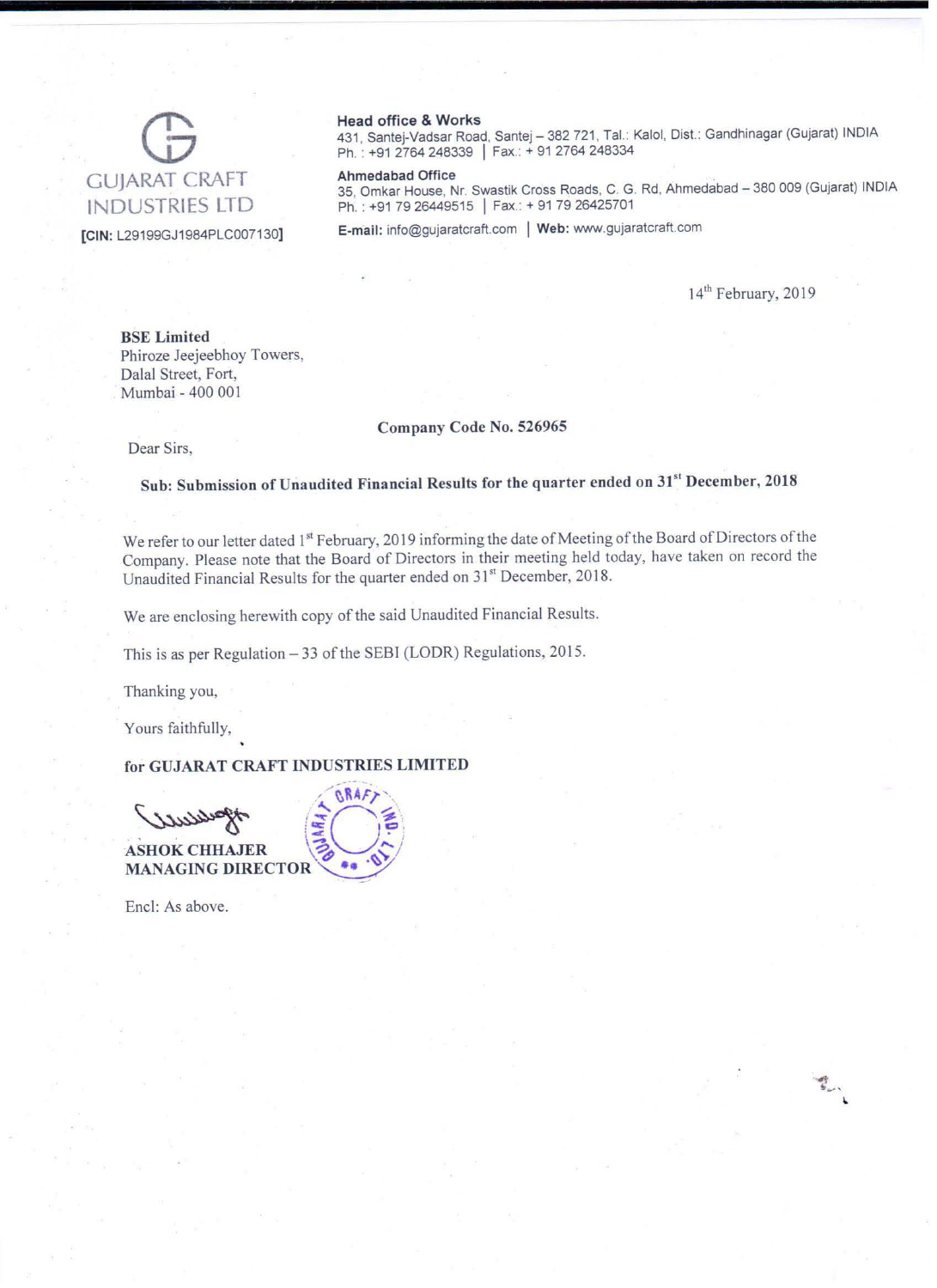GUJARAT CRAFT INDUSTRIES LTD

**[CIN: L29199GJ1984PLC007130]**

**Head office & Works**
431, Santej-Vadsar Road, Santej – 382 721, Tal.: Kalol, Dist.: Gandhinagar (Gujarat) INDIA
Ph. : +91 2764 248339 | Fax.: + 91 2764 248334

**Ahmedabad Office**
35, Omkar House, Nr. Swastik Cross Roads, C. G. Rd, Ahmedabad – 380 009 (Gujarat) INDIA
Ph. : +91 79 26449515 | Fax.: + 91 79 26425701

**E-mail:** info@gujaratcraft.com | **Web:** www.gujaratcraft.com

14th February, 2019

**BSE Limited**
Phiroze Jeejeebhoy Towers,
Dalal Street, Fort,
Mumbai - 400 001

**Company Code No. 526965**

Dear Sirs,

**Sub: Submission of Unaudited Financial Results for the quarter ended on 31st December, 2018**

We refer to our letter dated 1st February, 2019 informing the date of Meeting of the Board of Directors of the Company. Please note that the Board of Directors in their meeting held today, have taken on record the Unaudited Financial Results for the quarter ended on 31st December, 2018.

We are enclosing herewith copy of the said Unaudited Financial Results.

This is as per Regulation – 33 of the SEBI (LODR) Regulations, 2015.

Thanking you,

Yours faithfully,

**for GUJARAT CRAFT INDUSTRIES LIMITED**

**ASHOK CHHAJER**
**MANAGING DIRECTOR**

Encl: As above.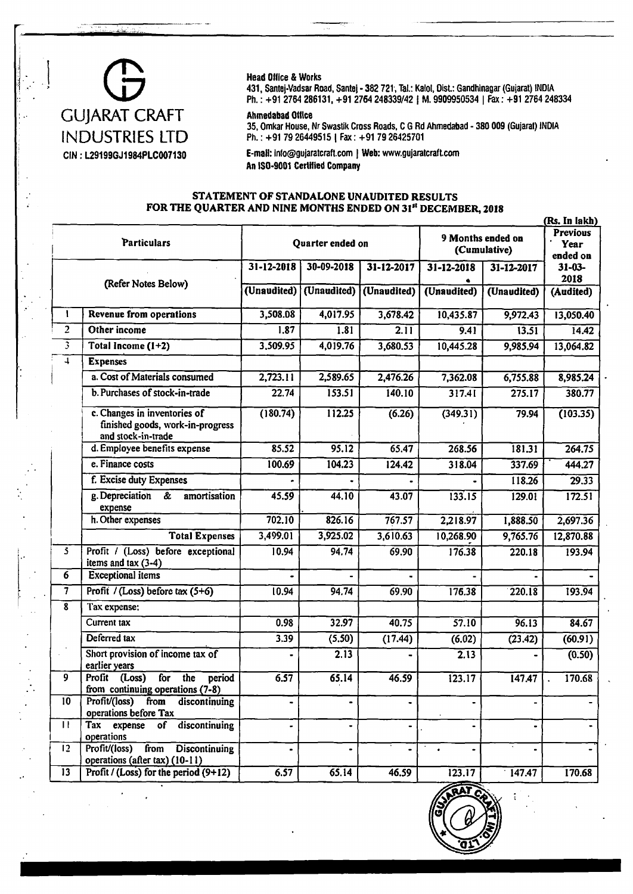# GUJARAT CRAFT INDUSTRIES LTD

CIN : L29199GJ1984PLC007130

**Head Office & Works**
431, Santej-Vadsar Road, Santej - 382 721, Tal.: Kalol, Dist.: Gandhinagar (Gujarat) INDIA
Ph. : +91 2764 286131, +91 2764 248339/42 | M. 9909950534 | Fax : +91 2764 248334

**Ahmedabad Office**
35, Omkar House, Nr Swastik Cross Roads, C G Rd Ahmedabad - 380 009 (Gujarat) INDIA
Ph. : +91 79 26449515 | Fax : +91 79 26425701

E-mail: info@gujaratcraft.com | Web: www.gujaratcraft.com
An ISO-9001 Certified Company

## STATEMENT OF STANDALONE UNAUDITED RESULTS FOR THE QUARTER AND NINE MONTHS ENDED ON 31st DECEMBER, 2018

(Rs. In lakh)

| | Particulars | Quarter ended on | | | 9 Months ended on (Cumulative) | | Previous Year ended on |
|---|---|---|---|---|---|---|---|
| | (Refer Notes Below) | 31-12-2018 | 30-09-2018 | 31-12-2017 | 31-12-2018 | 31-12-2017 | 31-03-2018 |
| | | (Unaudited) | (Unaudited) | (Unaudited) | (Unaudited) | (Unaudited) | (Audited) |
| 1 | **Revenue from operations** | 3,508.08 | 4,017.95 | 3,678.42 | 10,435.87 | 9,972.43 | 13,050.40 |
| 2 | **Other income** | 1.87 | 1.81 | 2.11 | 9.41 | 13.51 | 14.42 |
| 3 | **Total Income (1+2)** | 3,509.95 | 4,019.76 | 3,680.53 | 10,445.28 | 9,985.94 | 13,064.82 |
| 4 | **Expenses** | | | | | | |
| | a. Cost of Materials consumed | 2,723.11 | 2,589.65 | 2,476.26 | 7,362.08 | 6,755.88 | 8,985.24 |
| | b. Purchases of stock-in-trade | 22.74 | 153.51 | 140.10 | 317.41 | 275.17 | 380.77 |
| | c. Changes in inventories of finished goods, work-in-progress and stock-in-trade | (180.74) | 112.25 | (6.26) | (349.31) | 79.94 | (103.35) |
| | d. Employee benefits expense | 85.52 | 95.12 | 65.47 | 268.56 | 181.31 | 264.75 |
| | e. Finance costs | 100.69 | 104.23 | 124.42 | 318.04 | 337.69 | 444.27 |
| | f. Excise duty Expenses | - | - | - | - | 118.26 | 29.33 |
| | g. Depreciation & amortisation expense | 45.59 | 44.10 | 43.07 | 133.15 | 129.01 | 172.51 |
| | h. Other expenses | 702.10 | 826.16 | 767.57 | 2,218.97 | 1,888.50 | 2,697.36 |
| | **Total Expenses** | 3,499.01 | 3,925.02 | 3,610.63 | 10,268.90 | 9,765.76 | 12,870.88 |
| 5 | Profit / (Loss) before exceptional items and tax (3-4) | 10.94 | 94.74 | 69.90 | 176.38 | 220.18 | 193.94 |
| 6 | Exceptional items | - | - | - | - | - | - |
| 7 | Profit / (Loss) before tax (5+6) | 10.94 | 94.74 | 69.90 | 176.38 | 220.18 | 193.94 |
| 8 | Tax expense: | | | | | | |
| | Current tax | 0.98 | 32.97 | 40.75 | 57.10 | 96.13 | 84.67 |
| | Deferred tax | 3.39 | (5.50) | (17.44) | (6.02) | (23.42) | (60.91) |
| | Short provision of income tax of earlier years | - | 2.13 | - | 2.13 | - | (0.50) |
| 9 | Profit (Loss) for the period from continuing operations (7-8) | 6.57 | 65.14 | 46.59 | 123.17 | 147.47 | 170.68 |
| 10 | Profit/(loss) from discontinuing operations before Tax | - | - | - | - | - | - |
| 11 | Tax expense of discontinuing operations | - | - | - | - | - | - |
| 12 | Profit/(loss) from Discontinuing operations (after tax) (10-11) | - | - | - | - | - | - |
| 13 | Profit / (Loss) for the period (9+12) | 6.57 | 65.14 | 46.59 | 123.17 | 147.47 | 170.68 |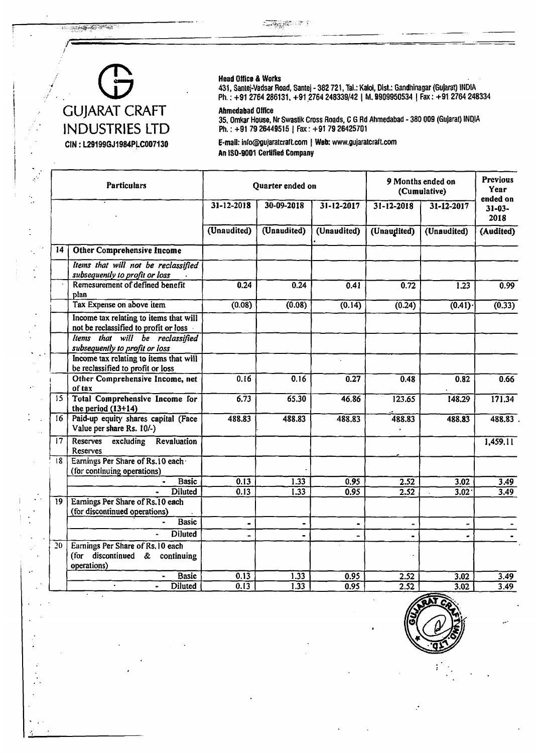# GUJARAT CRAFT INDUSTRIES LTD

**CIN : L29199GJ1984PLC007130**

**Head Office & Works**
431, Santej-Vadsar Road, Santej - 382 721, Tal.: Kalol, Dist.: Gandhinagar (Gujarat) INDIA
Ph. : +91 2764 286131, +91 2764 248339/42 | M. 9909950534 | Fax : +91 2764 248334

**Ahmedabad Office**
35, Omkar House, Nr Swastik Cross Roads, C G Rd Ahmedabad - 380 009 (Gujarat) INDIA
Ph. : +91 79 26449515 | Fax : +91 79 26425701

E-mail: info@gujaratcraft.com | Web: www.gujaratcraft.com
An ISO-9001 Certified Company

| | Particulars | Quarter ended on | | | 9 Months ended on (Cumulative) | | Previous Year ended on 31-03-2018 |
|---|---|---|---|---|---|---|---|
| | | 31-12-2018 | 30-09-2018 | 31-12-2017 | 31-12-2018 | 31-12-2017 | |
| | | (Unaudited) | (Unaudited) | (Unaudited) | (Unaudited) | (Unaudited) | (Audited) |
| 14 | **Other Comprehensive Income** | | | | | | |
| | *Items that will not be reclassified subsequently to profit or loss* | | | | | | |
| | Remeasurement of defined benefit plan | 0.24 | 0.24 | 0.41 | 0.72 | 1.23 | 0.99 |
| | Tax Expense on above item | (0.08) | (0.08) | (0.14) | (0.24) | (0.41) | (0.33) |
| | Income tax relating to items that will not be reclassified to profit or loss | | | | | | |
| | *Items that will be reclassified subsequently to profit or loss* | | | | | | |
| | Income tax relating to items that will be reclassified to profit or loss | | | | | | |
| | Other Comprehensive Income, net of tax | 0.16 | 0.16 | 0.27 | 0.48 | 0.82 | 0.66 |
| 15 | **Total Comprehensive Income for the period (13+14)** | 6.73 | 65.30 | 46.86 | 123.65 | 148.29 | 171.34 |
| 16 | Paid-up equity shares capital (Face Value per share Rs. 10/-) | 488.83 | 488.83 | 488.83 | 488.83 | 488.83 | 488.83 |
| 17 | Reserves excluding Revaluation Reserves | | | | | | 1,459.11 |
| 18 | Earnings Per Share of Rs.10 each (for continuing operations) | | | | | | |
| | - Basic | 0.13 | 1.33 | 0.95 | 2.52 | 3.02 | 3.49 |
| | - Diluted | 0.13 | 1.33 | 0.95 | 2.52 | 3.02 | 3.49 |
| 19 | Earnings Per Share of Rs.10 each (for discontinued operations) | | | | | | |
| | - Basic | - | - | - | - | - | - |
| | - Diluted | - | - | - | - | - | - |
| 20 | Earnings Per Share of Rs.10 each (for discontinued & continuing operations) | | | | | | |
| | - Basic | 0.13 | 1.33 | 0.95 | 2.52 | 3.02 | 3.49 |
| | - Diluted | 0.13 | 1.33 | 0.95 | 2.52 | 3.02 | 3.49 |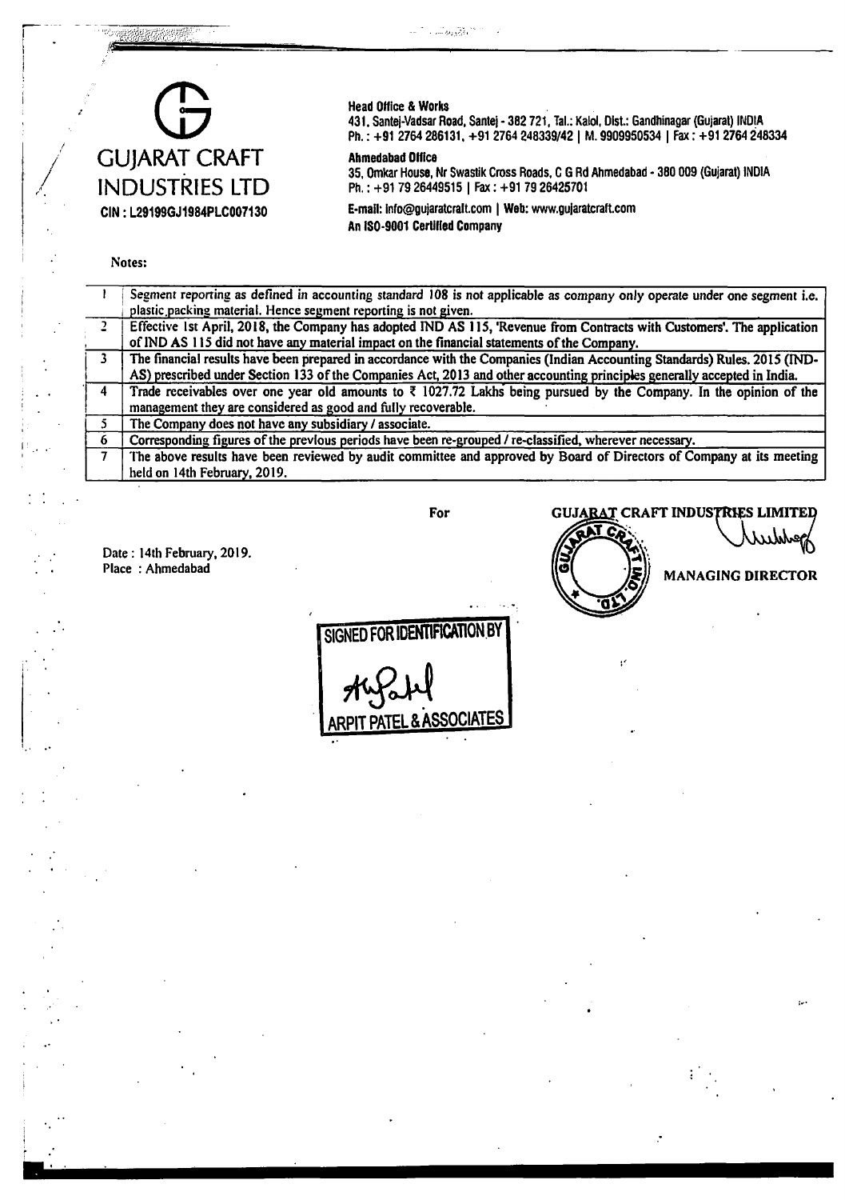# GUJARAT CRAFT INDUSTRIES LTD

CIN : L29199GJ1984PLC007130

**Head Office & Works**
431, Santej-Vadsar Road, Santej - 382 721, Tal.: Kalol, Dist.: Gandhinagar (Gujarat) INDIA
Ph. : +91 2764 286131, +91 2764 248339/42 | M. 9909950534 | Fax : +91 2764 248334

**Ahmedabad Office**
35, Omkar House, Nr Swastik Cross Roads, C G Rd Ahmedabad - 380 009 (Gujarat) INDIA
Ph. : +91 79 26449515 | Fax : +91 79 26425701

E-mail: info@gujaratcraft.com | Web: www.gujaratcraft.com
**An ISO-9001 Certified Company**

Notes:

| | |
|---|---|
| 1 | Segment reporting as defined in accounting standard 108 is not applicable as company only operate under one segment i.e. plastic packing material. Hence segment reporting is not given. |
| 2 | Effective 1st April, 2018, the Company has adopted IND AS 115, 'Revenue from Contracts with Customers'. The application of IND AS 115 did not have any material impact on the financial statements of the Company. |
| 3 | The financial results have been prepared in accordance with the Companies (Indian Accounting Standards) Rules. 2015 (IND-AS) prescribed under Section 133 of the Companies Act, 2013 and other accounting principles generally accepted in India. |
| 4 | Trade receivables over one year old amounts to ₹ 1027.72 Lakhs being pursued by the Company. In the opinion of the management they are considered as good and fully recoverable. |
| 5 | The Company does not have any subsidiary / associate. |
| 6 | Corresponding figures of the previous periods have been re-grouped / re-classified, wherever necessary. |
| 7 | The above results have been reviewed by audit committee and approved by Board of Directors of Company at its meeting held on 14th February, 2019. |

For GUJARAT CRAFT INDUSTRIES LIMITED

MANAGING DIRECTOR

Date : 14th February, 2019.
Place : Ahmedabad

SIGNED FOR IDENTIFICATION BY
ARPIT PATEL & ASSOCIATES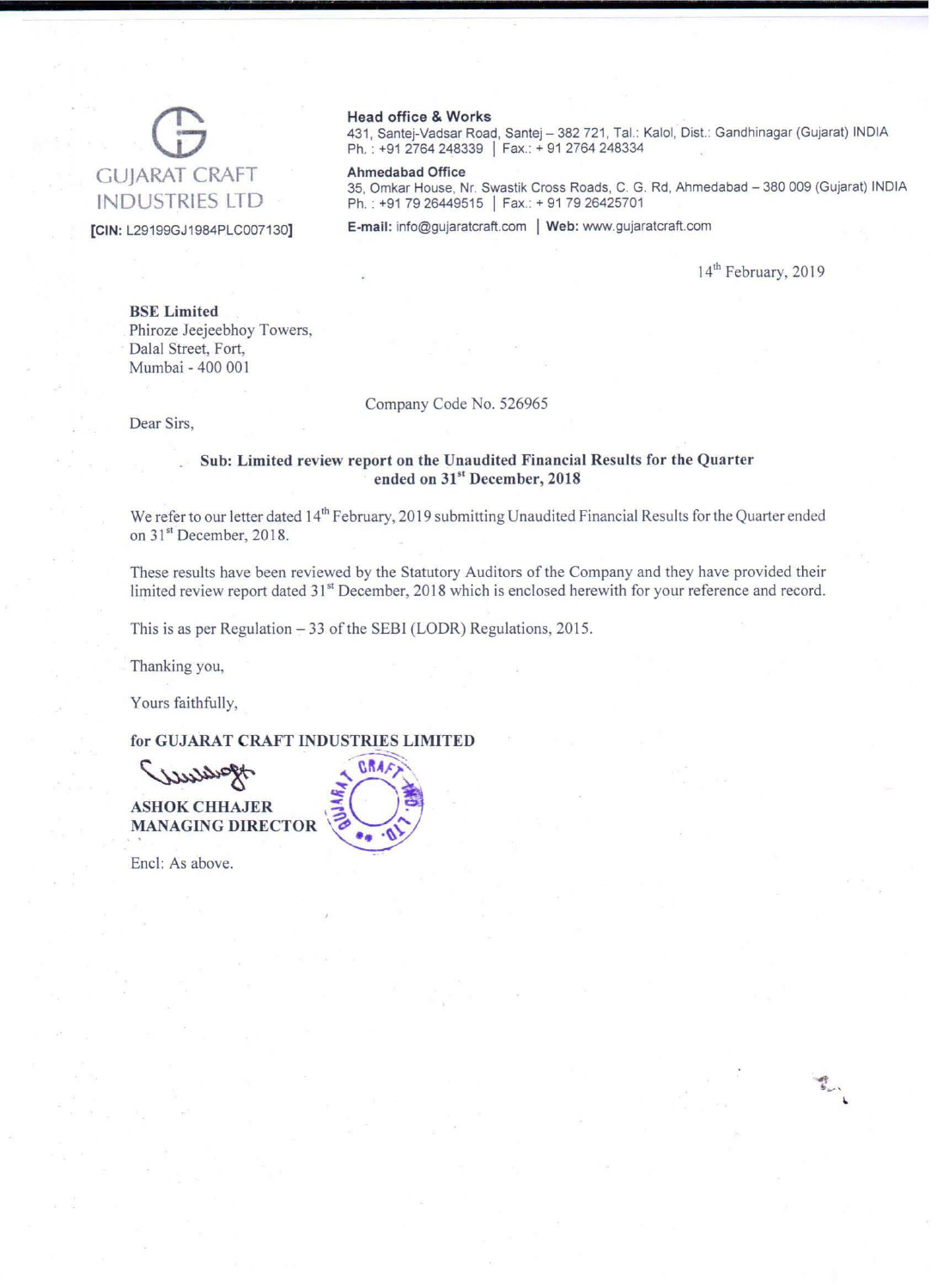GUJARAT CRAFT INDUSTRIES LTD

**[CIN: L29199GJ1984PLC007130]**

**Head office & Works**
431, Santej-Vadsar Road, Santej – 382 721, Tal.: Kalol, Dist.: Gandhinagar (Gujarat) INDIA
Ph. : +91 2764 248339 | Fax.: + 91 2764 248334

**Ahmedabad Office**
35, Omkar House, Nr. Swastik Cross Roads, C. G. Rd, Ahmedabad – 380 009 (Gujarat) INDIA
Ph. : +91 79 26449515 | Fax.: + 91 79 26425701

**E-mail:** info@gujaratcraft.com | **Web:** www.gujaratcraft.com

14th February, 2019

**BSE Limited**
Phiroze Jeejeebhoy Towers,
Dalal Street, Fort,
Mumbai - 400 001

Company Code No. 526965

Dear Sirs,

**Sub: Limited review report on the Unaudited Financial Results for the Quarter ended on 31st December, 2018**

We refer to our letter dated 14th February, 2019 submitting Unaudited Financial Results for the Quarter ended on 31st December, 2018.

These results have been reviewed by the Statutory Auditors of the Company and they have provided their limited review report dated 31st December, 2018 which is enclosed herewith for your reference and record.

This is as per Regulation – 33 of the SEBI (LODR) Regulations, 2015.

Thanking you,

Yours faithfully,

**for GUJARAT CRAFT INDUSTRIES LIMITED**

**ASHOK CHHAJER**
**MANAGING DIRECTOR**

Encl: As above.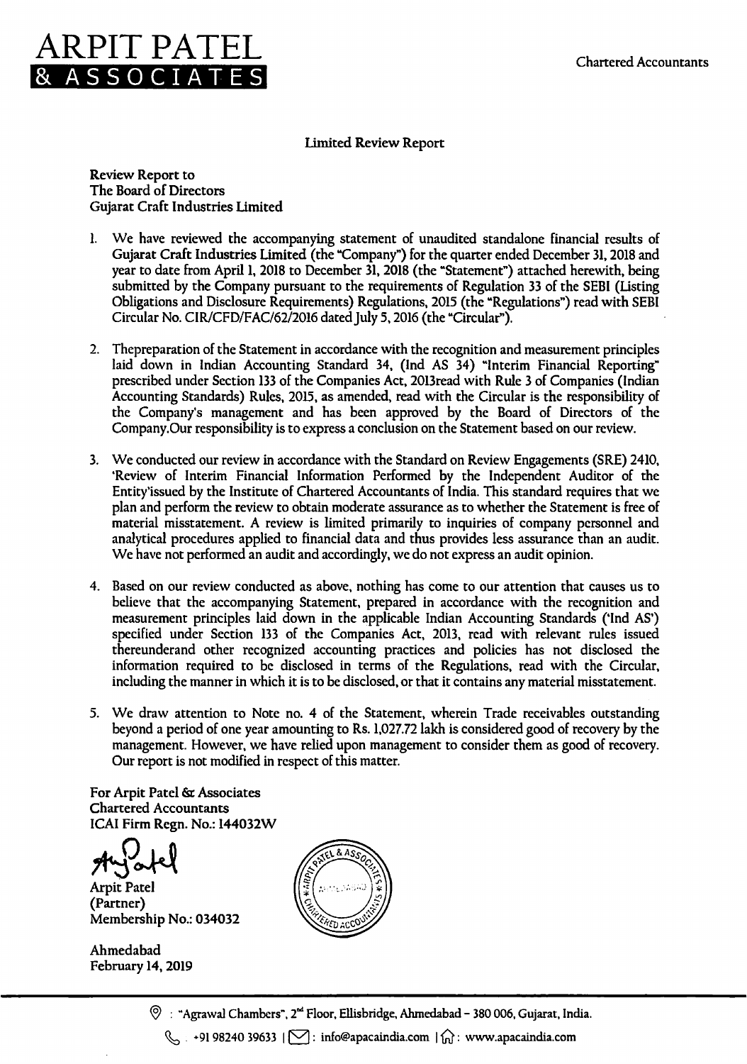# ARPIT PATEL
# & ASSOCIATES

Chartered Accountants

Limited Review Report

**Review Report to**
**The Board of Directors**
**Gujarat Craft Industries Limited**

1. We have reviewed the accompanying statement of unaudited standalone financial results of **Gujarat Craft Industries Limited** (the "Company") for the quarter ended December 31, 2018 and year to date from April 1, 2018 to December 31, 2018 (the "Statement") attached herewith, being submitted by the Company pursuant to the requirements of Regulation 33 of the SEBI (Listing Obligations and Disclosure Requirements) Regulations, 2015 (the "Regulations") read with SEBI Circular No. CIR/CFD/FAC/62/2016 dated July 5, 2016 (the "Circular").

2. Thepreparation of the Statement in accordance with the recognition and measurement principles laid down in Indian Accounting Standard 34, (Ind AS 34) "Interim Financial Reporting" prescribed under Section 133 of the Companies Act, 2013read with Rule 3 of Companies (Indian Accounting Standards) Rules, 2015, as amended, read with the Circular is the responsibility of the Company's management and has been approved by the Board of Directors of the Company.Our responsibility is to express a conclusion on the Statement based on our review.

3. We conducted our review in accordance with the Standard on Review Engagements (SRE) 2410, 'Review of Interim Financial Information Performed by the Independent Auditor of the Entity'issued by the Institute of Chartered Accountants of India. This standard requires that we plan and perform the review to obtain moderate assurance as to whether the Statement is free of material misstatement. A review is limited primarily to inquiries of company personnel and analytical procedures applied to financial data and thus provides less assurance than an audit. We have not performed an audit and accordingly, we do not express an audit opinion.

4. Based on our review conducted as above, nothing has come to our attention that causes us to believe that the accompanying Statement, prepared in accordance with the recognition and measurement principles laid down in the applicable Indian Accounting Standards ('Ind AS') specified under Section 133 of the Companies Act, 2013, read with relevant rules issued thereunderand other recognized accounting practices and policies has not disclosed the information required to be disclosed in terms of the Regulations, read with the Circular, including the manner in which it is to be disclosed, or that it contains any material misstatement.

5. We draw attention to Note no. 4 of the Statement, wherein Trade receivables outstanding beyond a period of one year amounting to Rs. 1,027.72 lakh is considered good of recovery by the management. However, we have relied upon management to consider them as good of recovery. Our report is not modified in respect of this matter.

**For Arpit Patel & Associates**
**Chartered Accountants**
**ICAI Firm Regn. No.: 144032W**

**Arpit Patel**
**(Partner)**
**Membership No.: 034032**

**Ahmedabad**
**February 14, 2019**

: "Agrawal Chambers", 2nd Floor, Ellisbridge, Ahmedabad – 380 006, Gujarat, India.
+91 98240 39633 | : info@apacaindia.com | : www.apacaindia.com